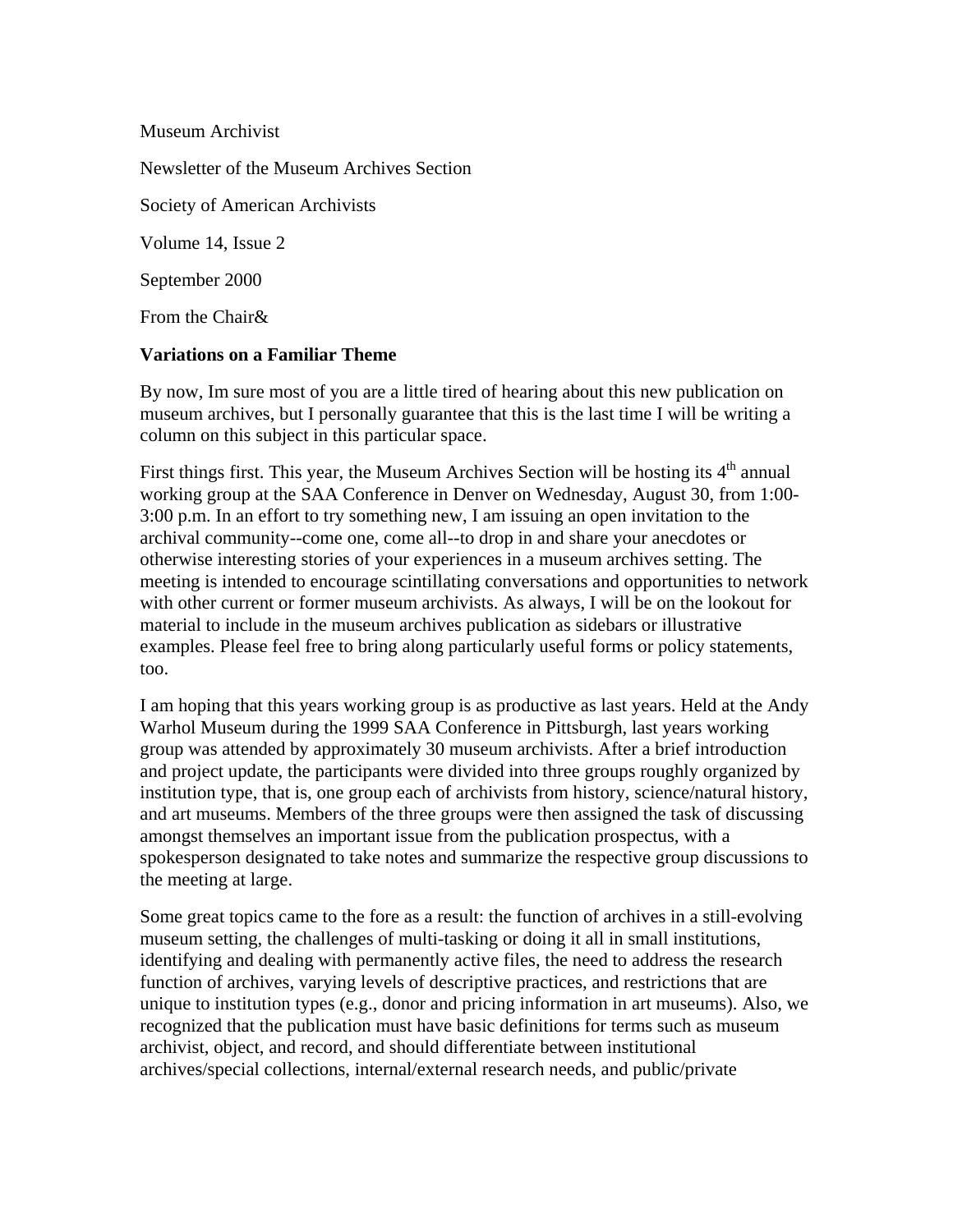Museum Archivist

Newsletter of the Museum Archives Section

Society of American Archivists

Volume 14, Issue 2

September 2000

From the Chair&

**Variations on a Familiar Theme**

By now, Im sure most of you are a little tired of hearing about this new publication on museum archives, but I personally guarantee that this is the last time I will be writing a column on this subject in this particular space.

First things first. This year, the Museum Archives Section will be hosting its 4th annual working group at the SAA Conference in Denver on Wednesday, August 30, from 1:00-3:00 p.m. In an effort to try something new, I am issuing an open invitation to the archival community--come one, come all--to drop in and share your anecdotes or otherwise interesting stories of your experiences in a museum archives setting. The meeting is intended to encourage scintillating conversations and opportunities to network with other current or former museum archivists. As always, I will be on the lookout for material to include in the museum archives publication as sidebars or illustrative examples. Please feel free to bring along particularly useful forms or policy statements, too.

I am hoping that this years working group is as productive as last years. Held at the Andy Warhol Museum during the 1999 SAA Conference in Pittsburgh, last years working group was attended by approximately 30 museum archivists. After a brief introduction and project update, the participants were divided into three groups roughly organized by institution type, that is, one group each of archivists from history, science/natural history, and art museums. Members of the three groups were then assigned the task of discussing amongst themselves an important issue from the publication prospectus, with a spokesperson designated to take notes and summarize the respective group discussions to the meeting at large.

Some great topics came to the fore as a result: the function of archives in a still-evolving museum setting, the challenges of multi-tasking or doing it all in small institutions, identifying and dealing with permanently active files, the need to address the research function of archives, varying levels of descriptive practices, and restrictions that are unique to institution types (e.g., donor and pricing information in art museums). Also, we recognized that the publication must have basic definitions for terms such as museum archivist, object, and record, and should differentiate between institutional archives/special collections, internal/external research needs, and public/private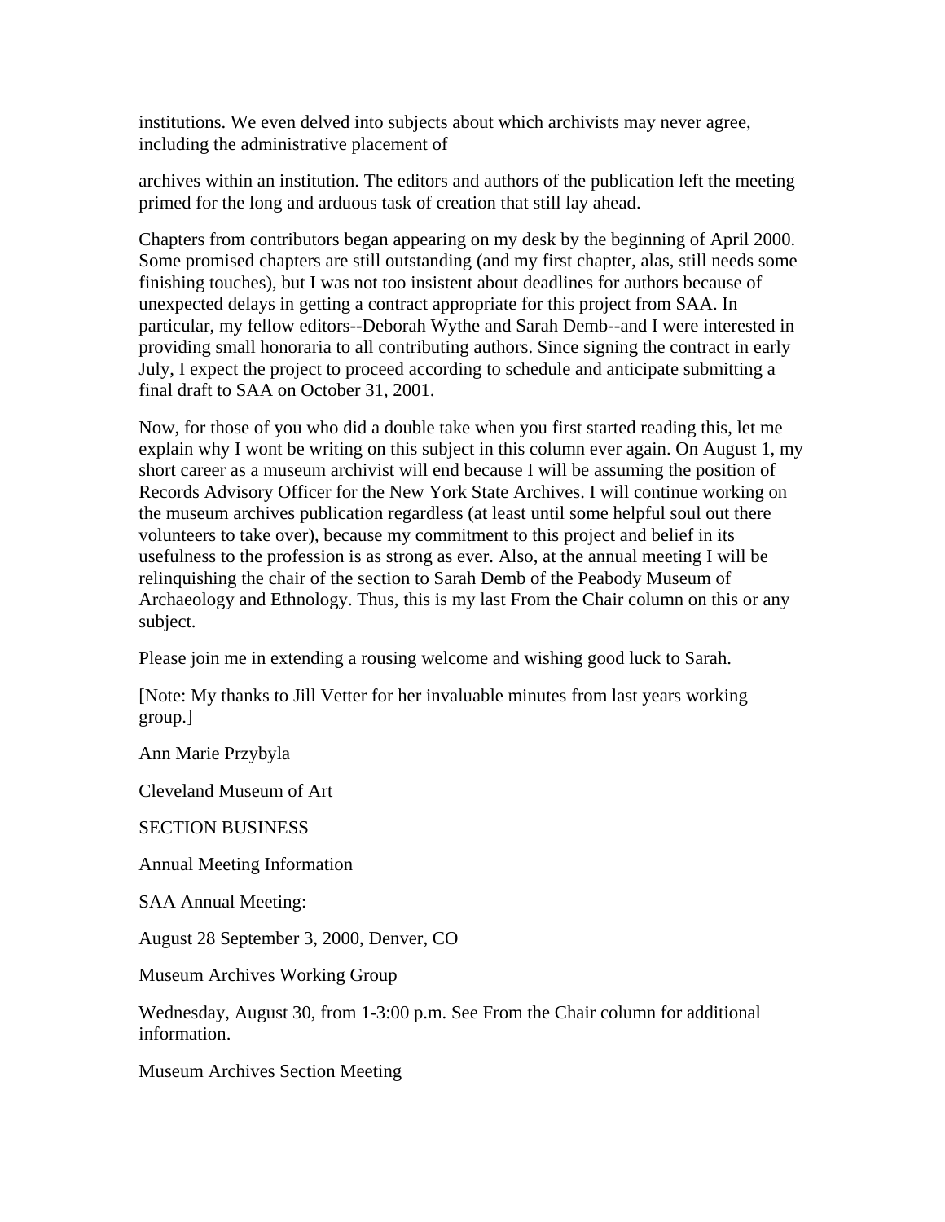institutions. We even delved into subjects about which archivists may never agree, including the administrative placement of

archives within an institution. The editors and authors of the publication left the meeting primed for the long and arduous task of creation that still lay ahead.

Chapters from contributors began appearing on my desk by the beginning of April 2000. Some promised chapters are still outstanding (and my first chapter, alas, still needs some finishing touches), but I was not too insistent about deadlines for authors because of unexpected delays in getting a contract appropriate for this project from SAA. In particular, my fellow editors--Deborah Wythe and Sarah Demb--and I were interested in providing small honoraria to all contributing authors. Since signing the contract in early July, I expect the project to proceed according to schedule and anticipate submitting a final draft to SAA on October 31, 2001.

Now, for those of you who did a double take when you first started reading this, let me explain why I wont be writing on this subject in this column ever again. On August 1, my short career as a museum archivist will end because I will be assuming the position of Records Advisory Officer for the New York State Archives. I will continue working on the museum archives publication regardless (at least until some helpful soul out there volunteers to take over), because my commitment to this project and belief in its usefulness to the profession is as strong as ever. Also, at the annual meeting I will be relinquishing the chair of the section to Sarah Demb of the Peabody Museum of Archaeology and Ethnology. Thus, this is my last From the Chair column on this or any subject.

Please join me in extending a rousing welcome and wishing good luck to Sarah.

[Note: My thanks to Jill Vetter for her invaluable minutes from last years working group.]

Ann Marie Przybyla

Cleveland Museum of Art

SECTION BUSINESS

Annual Meeting Information

SAA Annual Meeting:

August 28 September 3, 2000, Denver, CO

Museum Archives Working Group

Wednesday, August 30, from 1-3:00 p.m. See From the Chair column for additional information.

Museum Archives Section Meeting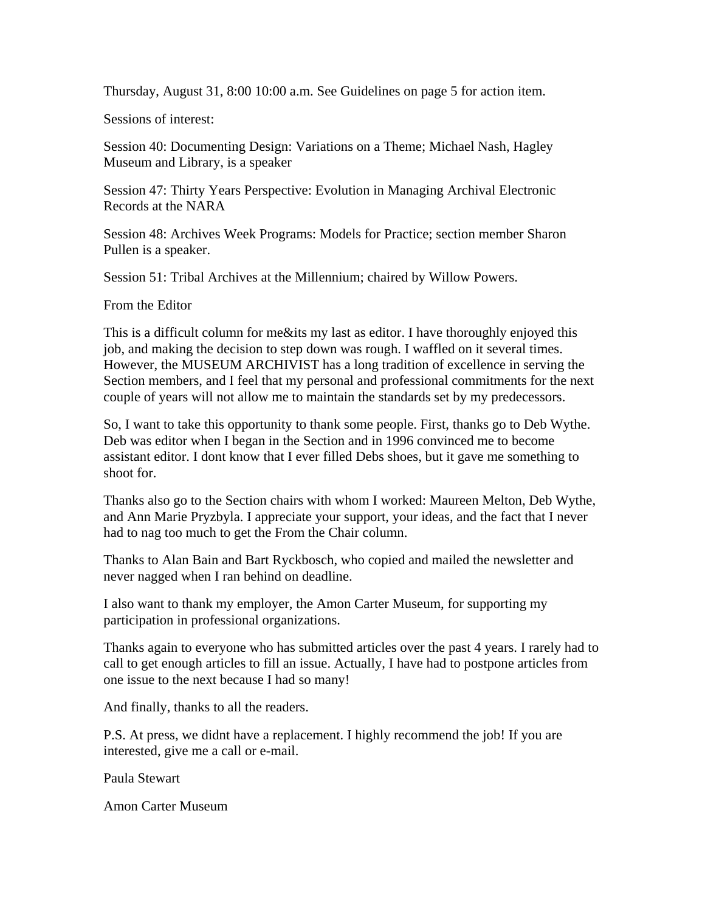Thursday, August 31, 8:00 10:00 a.m. See Guidelines on page 5 for action item.

Sessions of interest:

Session 40: Documenting Design: Variations on a Theme; Michael Nash, Hagley Museum and Library, is a speaker

Session 47: Thirty Years Perspective: Evolution in Managing Archival Electronic Records at the NARA

Session 48: Archives Week Programs: Models for Practice; section member Sharon Pullen is a speaker.

Session 51: Tribal Archives at the Millennium; chaired by Willow Powers.

## From the Editor

This is a difficult column for me&its my last as editor. I have thoroughly enjoyed this job, and making the decision to step down was rough. I waffled on it several times. However, the MUSEUM ARCHIVIST has a long tradition of excellence in serving the Section members, and I feel that my personal and professional commitments for the next couple of years will not allow me to maintain the standards set by my predecessors.

So, I want to take this opportunity to thank some people. First, thanks go to Deb Wythe. Deb was editor when I began in the Section and in 1996 convinced me to become assistant editor. I dont know that I ever filled Debs shoes, but it gave me something to shoot for.

Thanks also go to the Section chairs with whom I worked: Maureen Melton, Deb Wythe, and Ann Marie Pryzbyla. I appreciate your support, your ideas, and the fact that I never had to nag too much to get the From the Chair column.

Thanks to Alan Bain and Bart Ryckbosch, who copied and mailed the newsletter and never nagged when I ran behind on deadline.

I also want to thank my employer, the Amon Carter Museum, for supporting my participation in professional organizations.

Thanks again to everyone who has submitted articles over the past 4 years. I rarely had to call to get enough articles to fill an issue. Actually, I have had to postpone articles from one issue to the next because I had so many!

And finally, thanks to all the readers.

P.S. At press, we didnt have a replacement. I highly recommend the job! If you are interested, give me a call or e-mail.

Paula Stewart

Amon Carter Museum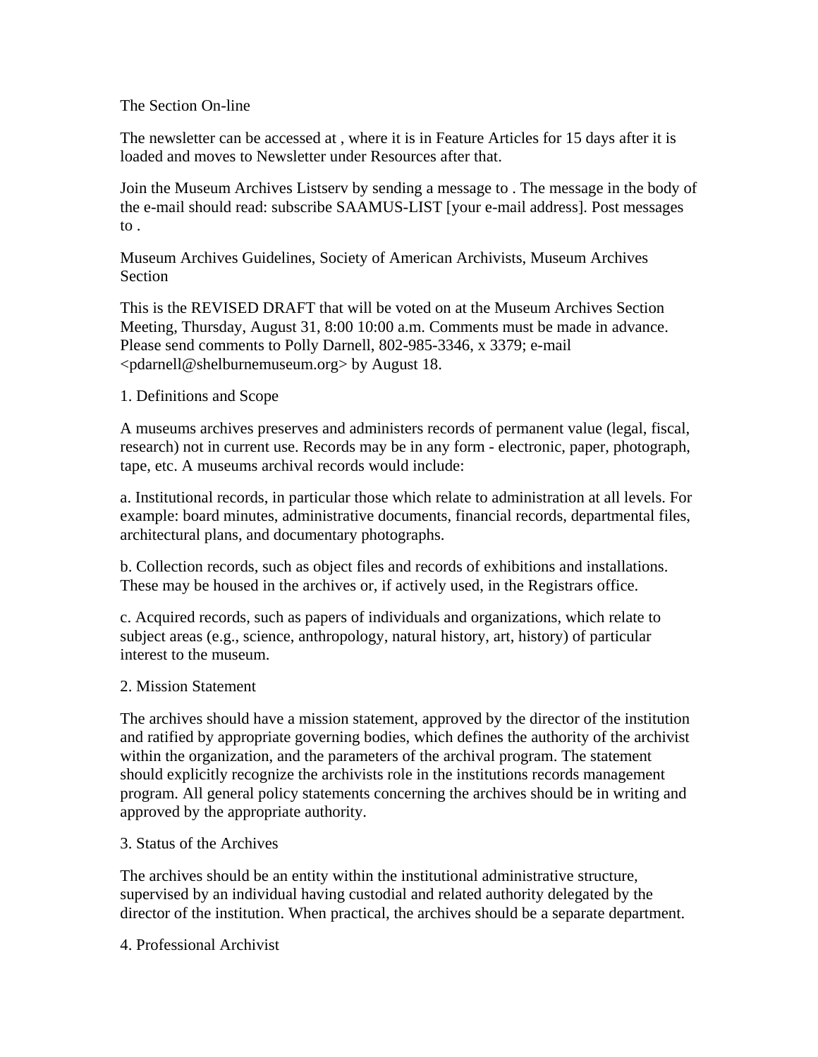The Section On-line

The newsletter can be accessed at , where it is in Feature Articles for 15 days after it is loaded and moves to Newsletter under Resources after that.

Join the Museum Archives Listserv by sending a message to . The message in the body of the e-mail should read: subscribe SAAMUS-LIST [your e-mail address]. Post messages to .

Museum Archives Guidelines, Society of American Archivists, Museum Archives Section

This is the REVISED DRAFT that will be voted on at the Museum Archives Section Meeting, Thursday, August 31, 8:00 10:00 a.m. Comments must be made in advance. Please send comments to Polly Darnell, 802-985-3346, x 3379; e-mail <pdarnell@shelburnemuseum.org> by August 18.

1. Definitions and Scope

A museums archives preserves and administers records of permanent value (legal, fiscal, research) not in current use. Records may be in any form - electronic, paper, photograph, tape, etc. A museums archival records would include:

a. Institutional records, in particular those which relate to administration at all levels. For example: board minutes, administrative documents, financial records, departmental files, architectural plans, and documentary photographs.

b. Collection records, such as object files and records of exhibitions and installations. These may be housed in the archives or, if actively used, in the Registrars office.

c. Acquired records, such as papers of individuals and organizations, which relate to subject areas (e.g., science, anthropology, natural history, art, history) of particular interest to the museum.

2. Mission Statement

The archives should have a mission statement, approved by the director of the institution and ratified by appropriate governing bodies, which defines the authority of the archivist within the organization, and the parameters of the archival program. The statement should explicitly recognize the archivists role in the institutions records management program. All general policy statements concerning the archives should be in writing and approved by the appropriate authority.

3. Status of the Archives

The archives should be an entity within the institutional administrative structure, supervised by an individual having custodial and related authority delegated by the director of the institution. When practical, the archives should be a separate department.

4. Professional Archivist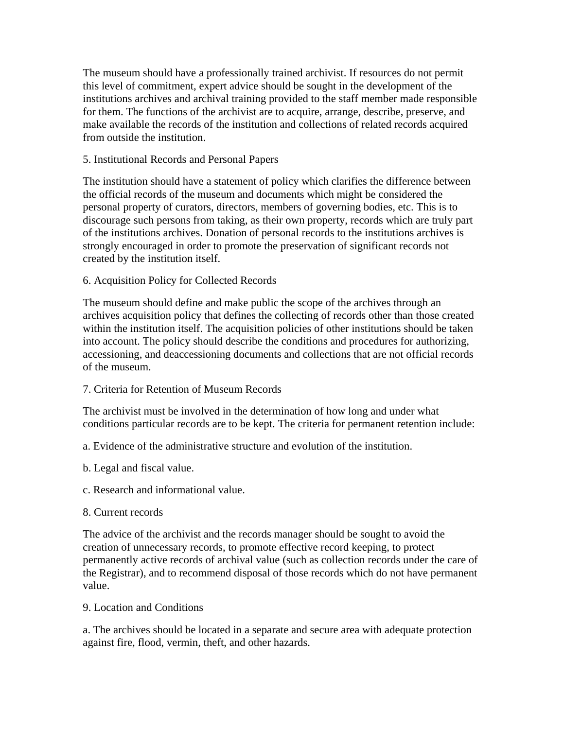The museum should have a professionally trained archivist. If resources do not permit this level of commitment, expert advice should be sought in the development of the institutions archives and archival training provided to the staff member made responsible for them. The functions of the archivist are to acquire, arrange, describe, preserve, and make available the records of the institution and collections of related records acquired from outside the institution.

5. Institutional Records and Personal Papers

The institution should have a statement of policy which clarifies the difference between the official records of the museum and documents which might be considered the personal property of curators, directors, members of governing bodies, etc. This is to discourage such persons from taking, as their own property, records which are truly part of the institutions archives. Donation of personal records to the institutions archives is strongly encouraged in order to promote the preservation of significant records not created by the institution itself.

6. Acquisition Policy for Collected Records

The museum should define and make public the scope of the archives through an archives acquisition policy that defines the collecting of records other than those created within the institution itself. The acquisition policies of other institutions should be taken into account. The policy should describe the conditions and procedures for authorizing, accessioning, and deaccessioning documents and collections that are not official records of the museum.

7. Criteria for Retention of Museum Records

The archivist must be involved in the determination of how long and under what conditions particular records are to be kept. The criteria for permanent retention include:

a. Evidence of the administrative structure and evolution of the institution.

b. Legal and fiscal value.

c. Research and informational value.

8. Current records

The advice of the archivist and the records manager should be sought to avoid the creation of unnecessary records, to promote effective record keeping, to protect permanently active records of archival value (such as collection records under the care of the Registrar), and to recommend disposal of those records which do not have permanent value.

9. Location and Conditions

a. The archives should be located in a separate and secure area with adequate protection against fire, flood, vermin, theft, and other hazards.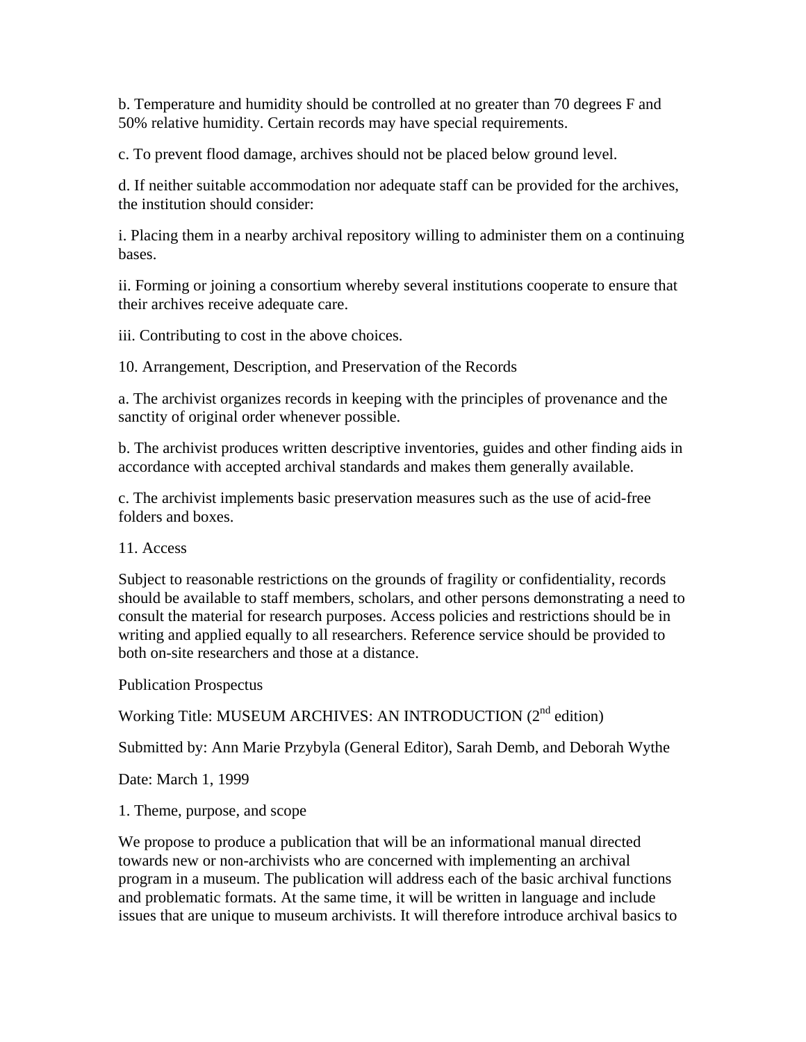b. Temperature and humidity should be controlled at no greater than 70 degrees F and 50% relative humidity. Certain records may have special requirements.

c. To prevent flood damage, archives should not be placed below ground level.

d. If neither suitable accommodation nor adequate staff can be provided for the archives, the institution should consider:

i. Placing them in a nearby archival repository willing to administer them on a continuing bases.

ii. Forming or joining a consortium whereby several institutions cooperate to ensure that their archives receive adequate care.

iii. Contributing to cost in the above choices.

10. Arrangement, Description, and Preservation of the Records

a. The archivist organizes records in keeping with the principles of provenance and the sanctity of original order whenever possible.

b. The archivist produces written descriptive inventories, guides and other finding aids in accordance with accepted archival standards and makes them generally available.

c. The archivist implements basic preservation measures such as the use of acid-free folders and boxes.

11. Access

Subject to reasonable restrictions on the grounds of fragility or confidentiality, records should be available to staff members, scholars, and other persons demonstrating a need to consult the material for research purposes. Access policies and restrictions should be in writing and applied equally to all researchers. Reference service should be provided to both on-site researchers and those at a distance.

Publication Prospectus

Working Title: MUSEUM ARCHIVES: AN INTRODUCTION (2nd edition)

Submitted by: Ann Marie Przybyla (General Editor), Sarah Demb, and Deborah Wythe

Date: March 1, 1999

1. Theme, purpose, and scope

We propose to produce a publication that will be an informational manual directed towards new or non-archivists who are concerned with implementing an archival program in a museum. The publication will address each of the basic archival functions and problematic formats. At the same time, it will be written in language and include issues that are unique to museum archivists. It will therefore introduce archival basics to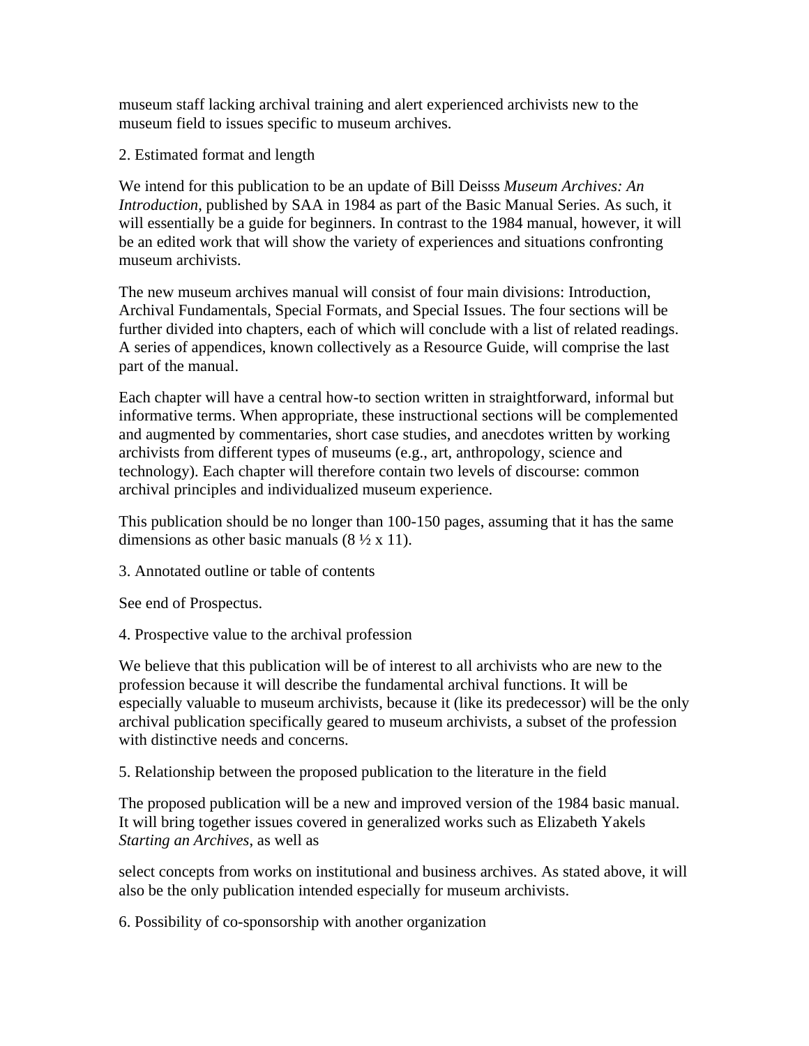museum staff lacking archival training and alert experienced archivists new to the museum field to issues specific to museum archives.

2. Estimated format and length

We intend for this publication to be an update of Bill Deisss *Museum Archives: An Introduction*, published by SAA in 1984 as part of the Basic Manual Series. As such, it will essentially be a guide for beginners. In contrast to the 1984 manual, however, it will be an edited work that will show the variety of experiences and situations confronting museum archivists.

The new museum archives manual will consist of four main divisions: Introduction, Archival Fundamentals, Special Formats, and Special Issues. The four sections will be further divided into chapters, each of which will conclude with a list of related readings. A series of appendices, known collectively as a Resource Guide, will comprise the last part of the manual.

Each chapter will have a central how-to section written in straightforward, informal but informative terms. When appropriate, these instructional sections will be complemented and augmented by commentaries, short case studies, and anecdotes written by working archivists from different types of museums (e.g., art, anthropology, science and technology). Each chapter will therefore contain two levels of discourse: common archival principles and individualized museum experience.

This publication should be no longer than 100-150 pages, assuming that it has the same dimensions as other basic manuals (8 ½ x 11).

3. Annotated outline or table of contents

See end of Prospectus.

4. Prospective value to the archival profession

We believe that this publication will be of interest to all archivists who are new to the profession because it will describe the fundamental archival functions. It will be especially valuable to museum archivists, because it (like its predecessor) will be the only archival publication specifically geared to museum archivists, a subset of the profession with distinctive needs and concerns.

5. Relationship between the proposed publication to the literature in the field

The proposed publication will be a new and improved version of the 1984 basic manual. It will bring together issues covered in generalized works such as Elizabeth Yakels *Starting an Archives*, as well as select concepts from works on institutional and business archives. As stated above, it will also be the only publication intended especially for museum archivists.

6. Possibility of co-sponsorship with another organization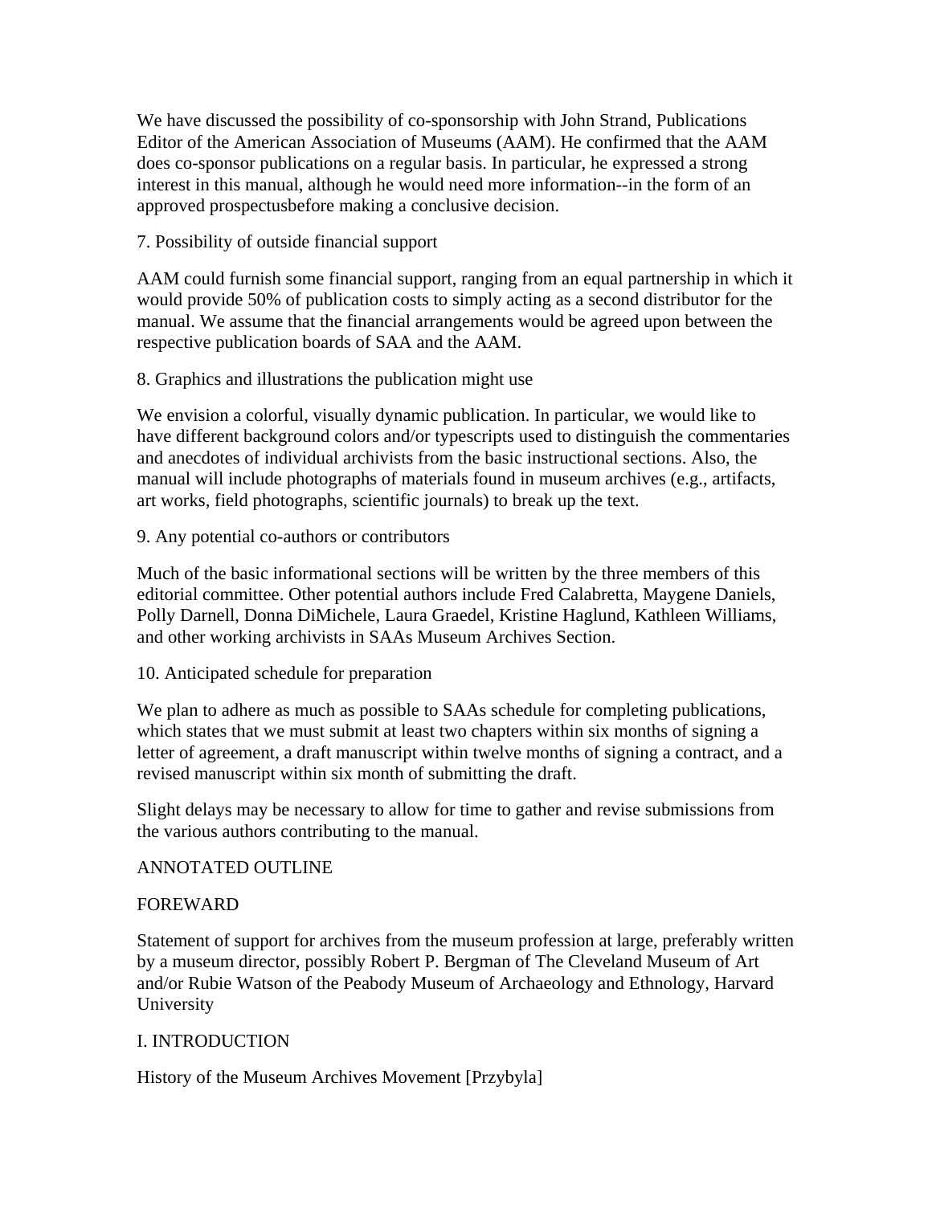We have discussed the possibility of co-sponsorship with John Strand, Publications Editor of the American Association of Museums (AAM). He confirmed that the AAM does co-sponsor publications on a regular basis. In particular, he expressed a strong interest in this manual, although he would need more information--in the form of an approved prospectusbefore making a conclusive decision.

7. Possibility of outside financial support

AAM could furnish some financial support, ranging from an equal partnership in which it would provide 50% of publication costs to simply acting as a second distributor for the manual. We assume that the financial arrangements would be agreed upon between the respective publication boards of SAA and the AAM.

8. Graphics and illustrations the publication might use

We envision a colorful, visually dynamic publication. In particular, we would like to have different background colors and/or typescripts used to distinguish the commentaries and anecdotes of individual archivists from the basic instructional sections. Also, the manual will include photographs of materials found in museum archives (e.g., artifacts, art works, field photographs, scientific journals) to break up the text.

9. Any potential co-authors or contributors

Much of the basic informational sections will be written by the three members of this editorial committee. Other potential authors include Fred Calabretta, Maygene Daniels, Polly Darnell, Donna DiMichele, Laura Graedel, Kristine Haglund, Kathleen Williams, and other working archivists in SAAs Museum Archives Section.

10. Anticipated schedule for preparation

We plan to adhere as much as possible to SAAs schedule for completing publications, which states that we must submit at least two chapters within six months of signing a letter of agreement, a draft manuscript within twelve months of signing a contract, and a revised manuscript within six month of submitting the draft.

Slight delays may be necessary to allow for time to gather and revise submissions from the various authors contributing to the manual.

ANNOTATED OUTLINE

FOREWARD

Statement of support for archives from the museum profession at large, preferably written by a museum director, possibly Robert P. Bergman of The Cleveland Museum of Art and/or Rubie Watson of the Peabody Museum of Archaeology and Ethnology, Harvard University

I. INTRODUCTION

History of the Museum Archives Movement [Przybyla]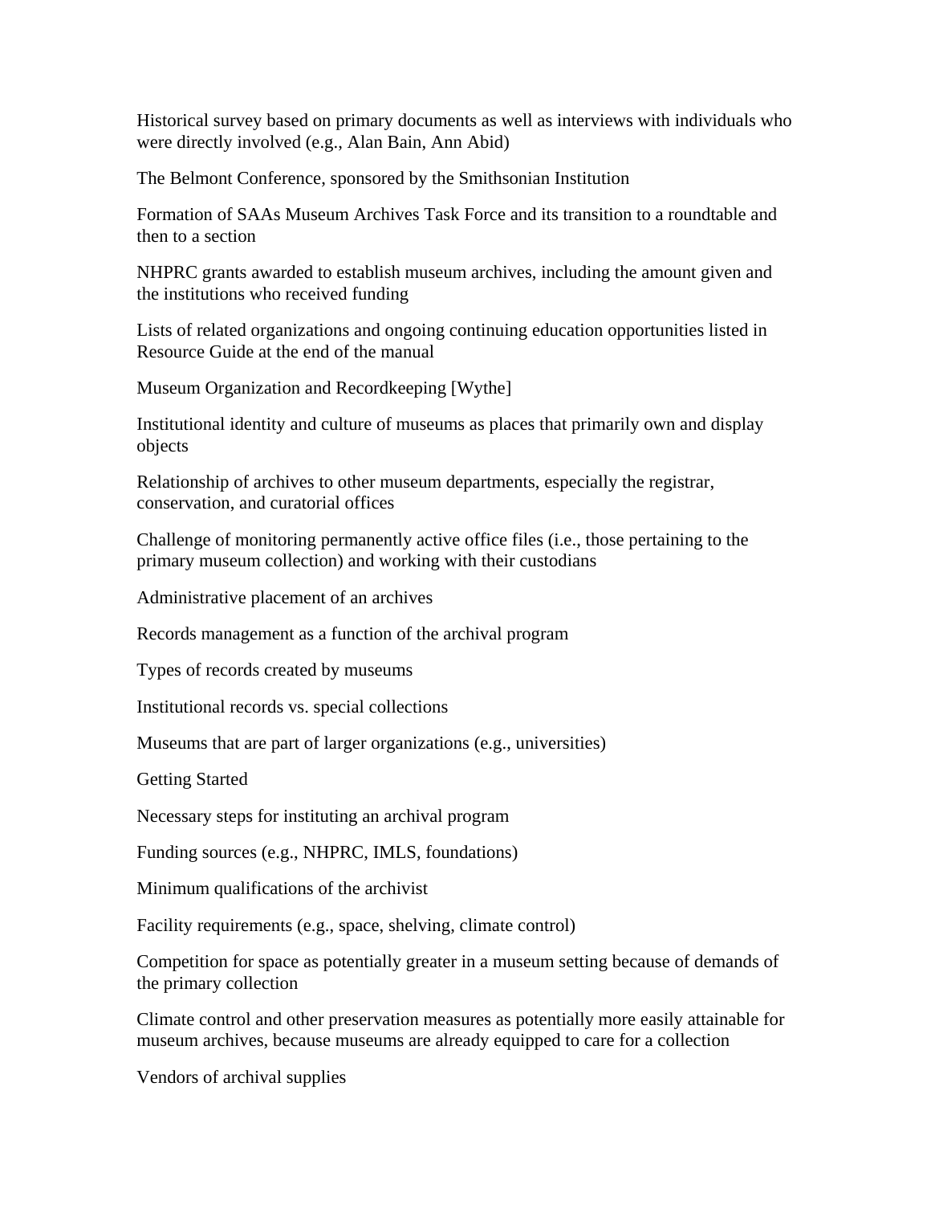Historical survey based on primary documents as well as interviews with individuals who were directly involved (e.g., Alan Bain, Ann Abid)

The Belmont Conference, sponsored by the Smithsonian Institution

Formation of SAAs Museum Archives Task Force and its transition to a roundtable and then to a section

NHPRC grants awarded to establish museum archives, including the amount given and the institutions who received funding

Lists of related organizations and ongoing continuing education opportunities listed in Resource Guide at the end of the manual

Museum Organization and Recordkeeping [Wythe]

Institutional identity and culture of museums as places that primarily own and display objects

Relationship of archives to other museum departments, especially the registrar, conservation, and curatorial offices

Challenge of monitoring permanently active office files (i.e., those pertaining to the primary museum collection) and working with their custodians

Administrative placement of an archives

Records management as a function of the archival program

Types of records created by museums

Institutional records vs. special collections

Museums that are part of larger organizations (e.g., universities)

Getting Started

Necessary steps for instituting an archival program

Funding sources (e.g., NHPRC, IMLS, foundations)

Minimum qualifications of the archivist

Facility requirements (e.g., space, shelving, climate control)

Competition for space as potentially greater in a museum setting because of demands of the primary collection

Climate control and other preservation measures as potentially more easily attainable for museum archives, because museums are already equipped to care for a collection

Vendors of archival supplies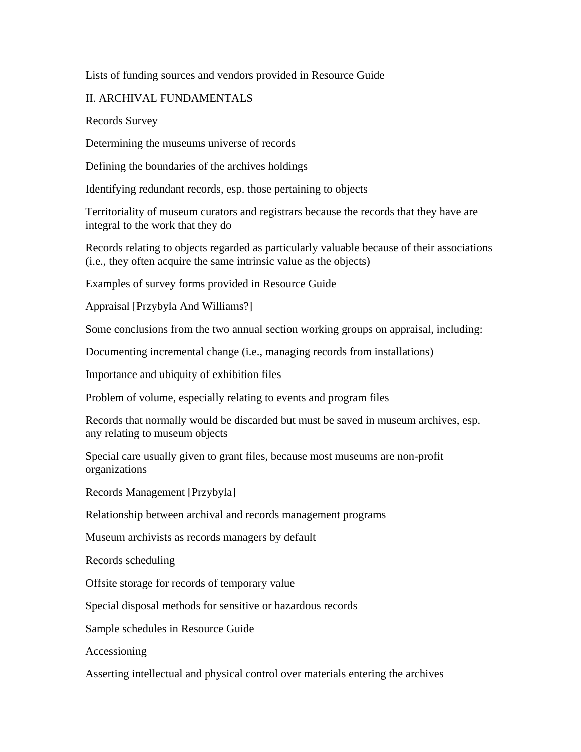Lists of funding sources and vendors provided in Resource Guide

## II. ARCHIVAL FUNDAMENTALS

Records Survey

Determining the museums universe of records

Defining the boundaries of the archives holdings

Identifying redundant records, esp. those pertaining to objects

Territoriality of museum curators and registrars because the records that they have are integral to the work that they do

Records relating to objects regarded as particularly valuable because of their associations (i.e., they often acquire the same intrinsic value as the objects)

Examples of survey forms provided in Resource Guide

Appraisal [Przybyla And Williams?]

Some conclusions from the two annual section working groups on appraisal, including:

Documenting incremental change (i.e., managing records from installations)

Importance and ubiquity of exhibition files

Problem of volume, especially relating to events and program files

Records that normally would be discarded but must be saved in museum archives, esp. any relating to museum objects

Special care usually given to grant files, because most museums are non-profit organizations

Records Management [Przybyla]

Relationship between archival and records management programs

Museum archivists as records managers by default

Records scheduling

Offsite storage for records of temporary value

Special disposal methods for sensitive or hazardous records

Sample schedules in Resource Guide

Accessioning

Asserting intellectual and physical control over materials entering the archives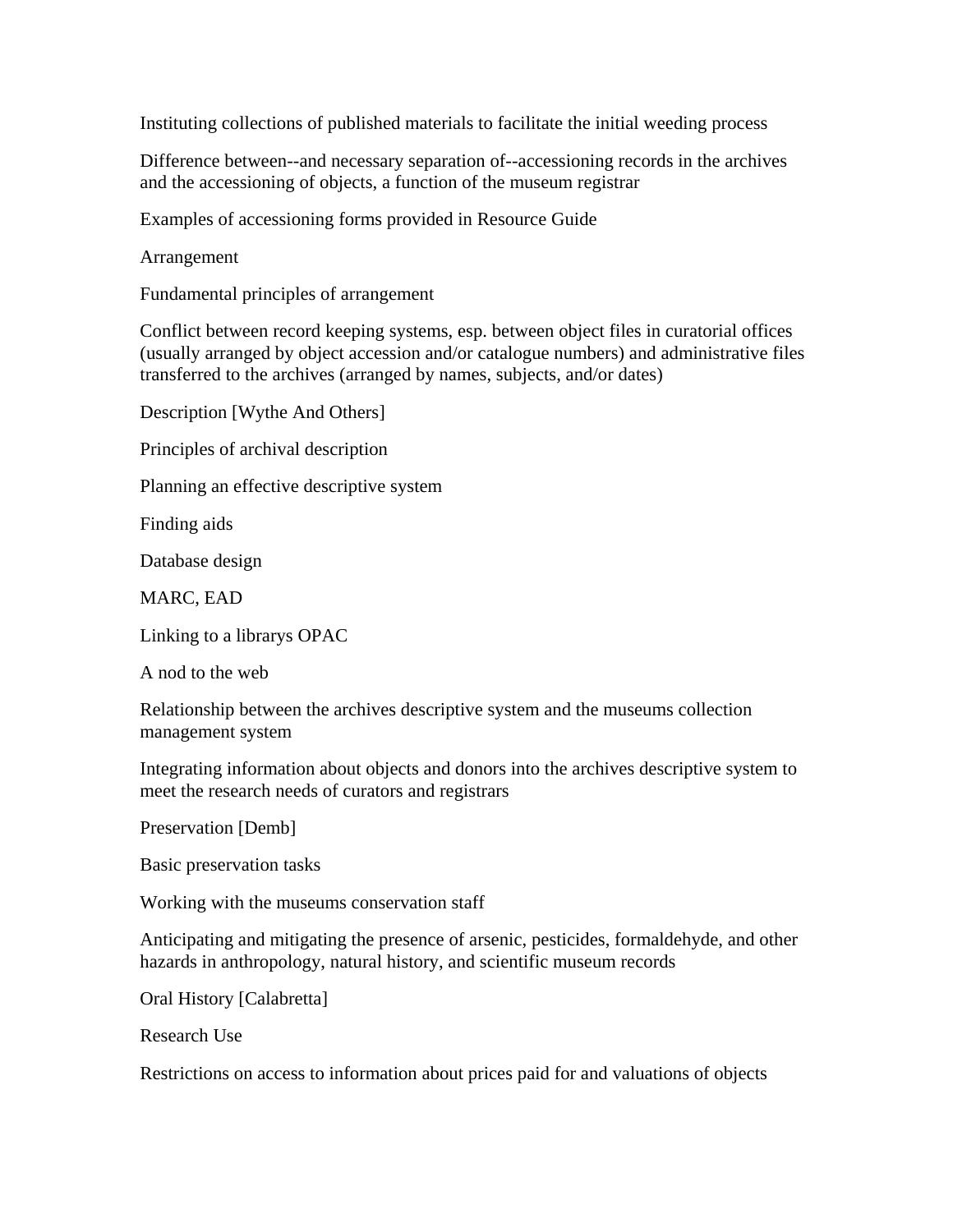Instituting collections of published materials to facilitate the initial weeding process

Difference between--and necessary separation of--accessioning records in the archives and the accessioning of objects, a function of the museum registrar

Examples of accessioning forms provided in Resource Guide

Arrangement

Fundamental principles of arrangement

Conflict between record keeping systems, esp. between object files in curatorial offices (usually arranged by object accession and/or catalogue numbers) and administrative files transferred to the archives (arranged by names, subjects, and/or dates)

Description [Wythe And Others]

Principles of archival description

Planning an effective descriptive system

Finding aids

Database design

MARC, EAD

Linking to a librarys OPAC

A nod to the web

Relationship between the archives descriptive system and the museums collection management system

Integrating information about objects and donors into the archives descriptive system to meet the research needs of curators and registrars

Preservation [Demb]

Basic preservation tasks

Working with the museums conservation staff

Anticipating and mitigating the presence of arsenic, pesticides, formaldehyde, and other hazards in anthropology, natural history, and scientific museum records

Oral History [Calabretta]

Research Use

Restrictions on access to information about prices paid for and valuations of objects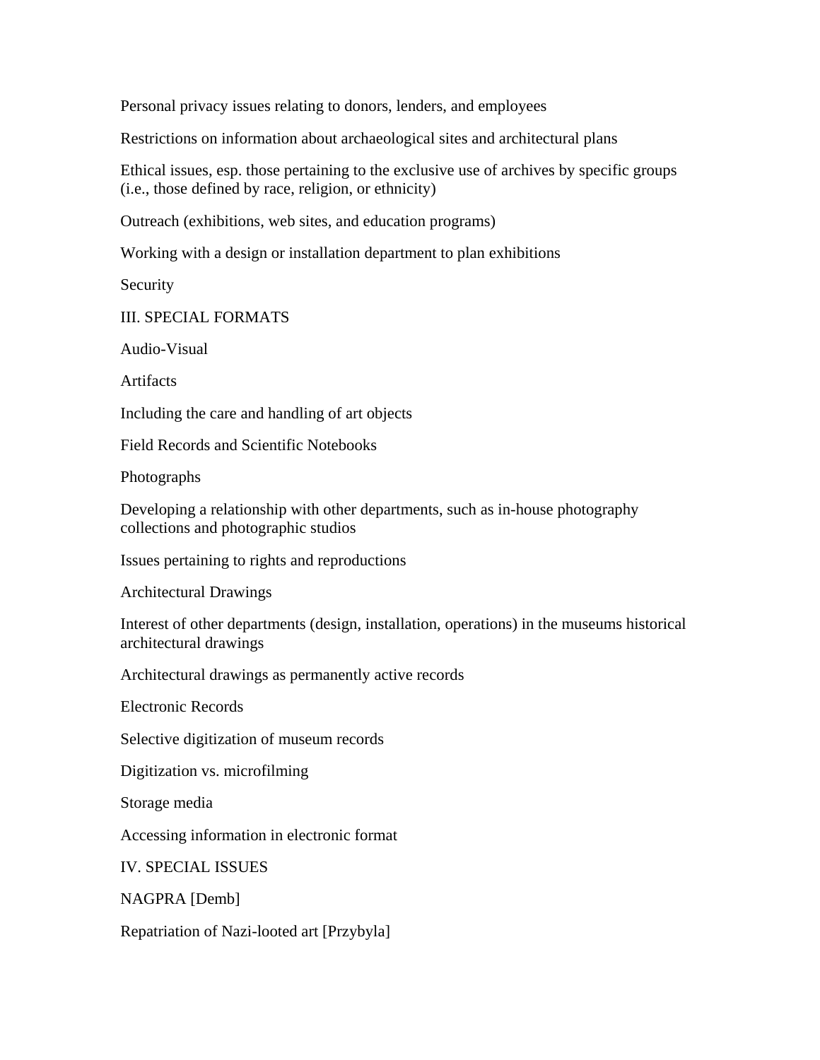Personal privacy issues relating to donors, lenders, and employees

Restrictions on information about archaeological sites and architectural plans

Ethical issues, esp. those pertaining to the exclusive use of archives by specific groups (i.e., those defined by race, religion, or ethnicity)

Outreach (exhibitions, web sites, and education programs)

Working with a design or installation department to plan exhibitions

Security

## III. SPECIAL FORMATS

Audio-Visual

Artifacts

Including the care and handling of art objects

Field Records and Scientific Notebooks

Photographs

Developing a relationship with other departments, such as in-house photography collections and photographic studios

Issues pertaining to rights and reproductions

Architectural Drawings

Interest of other departments (design, installation, operations) in the museums historical architectural drawings

Architectural drawings as permanently active records

Electronic Records

Selective digitization of museum records

Digitization vs. microfilming

Storage media

Accessing information in electronic format

## IV. SPECIAL ISSUES

NAGPRA [Demb]

Repatriation of Nazi-looted art [Przybyla]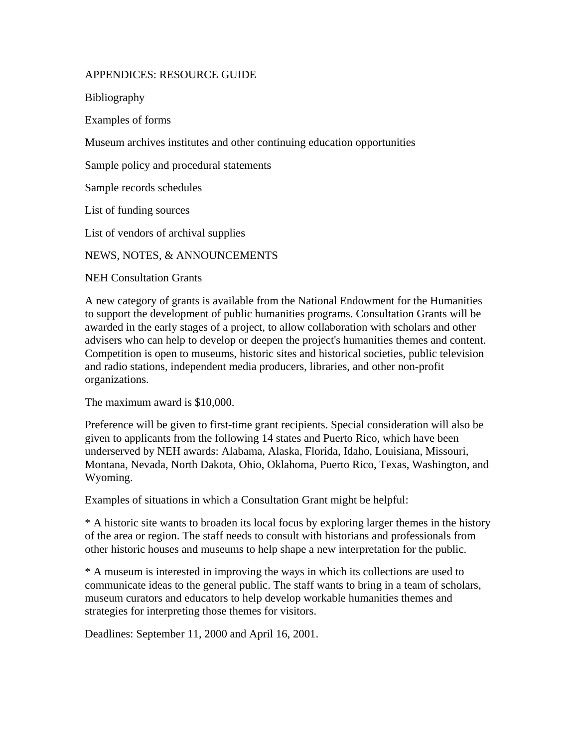## APPENDICES: RESOURCE GUIDE

Bibliography

Examples of forms

Museum archives institutes and other continuing education opportunities

Sample policy and procedural statements

Sample records schedules

List of funding sources

List of vendors of archival supplies

## NEWS, NOTES, & ANNOUNCEMENTS

### NEH Consultation Grants

A new category of grants is available from the National Endowment for the Humanities to support the development of public humanities programs. Consultation Grants will be awarded in the early stages of a project, to allow collaboration with scholars and other advisers who can help to develop or deepen the project's humanities themes and content. Competition is open to museums, historic sites and historical societies, public television and radio stations, independent media producers, libraries, and other non-profit organizations.

The maximum award is $10,000.

Preference will be given to first-time grant recipients. Special consideration will also be given to applicants from the following 14 states and Puerto Rico, which have been underserved by NEH awards: Alabama, Alaska, Florida, Idaho, Louisiana, Missouri, Montana, Nevada, North Dakota, Ohio, Oklahoma, Puerto Rico, Texas, Washington, and Wyoming.

Examples of situations in which a Consultation Grant might be helpful:

* A historic site wants to broaden its local focus by exploring larger themes in the history of the area or region. The staff needs to consult with historians and professionals from other historic houses and museums to help shape a new interpretation for the public.

* A museum is interested in improving the ways in which its collections are used to communicate ideas to the general public. The staff wants to bring in a team of scholars, museum curators and educators to help develop workable humanities themes and strategies for interpreting those themes for visitors.

Deadlines: September 11, 2000 and April 16, 2001.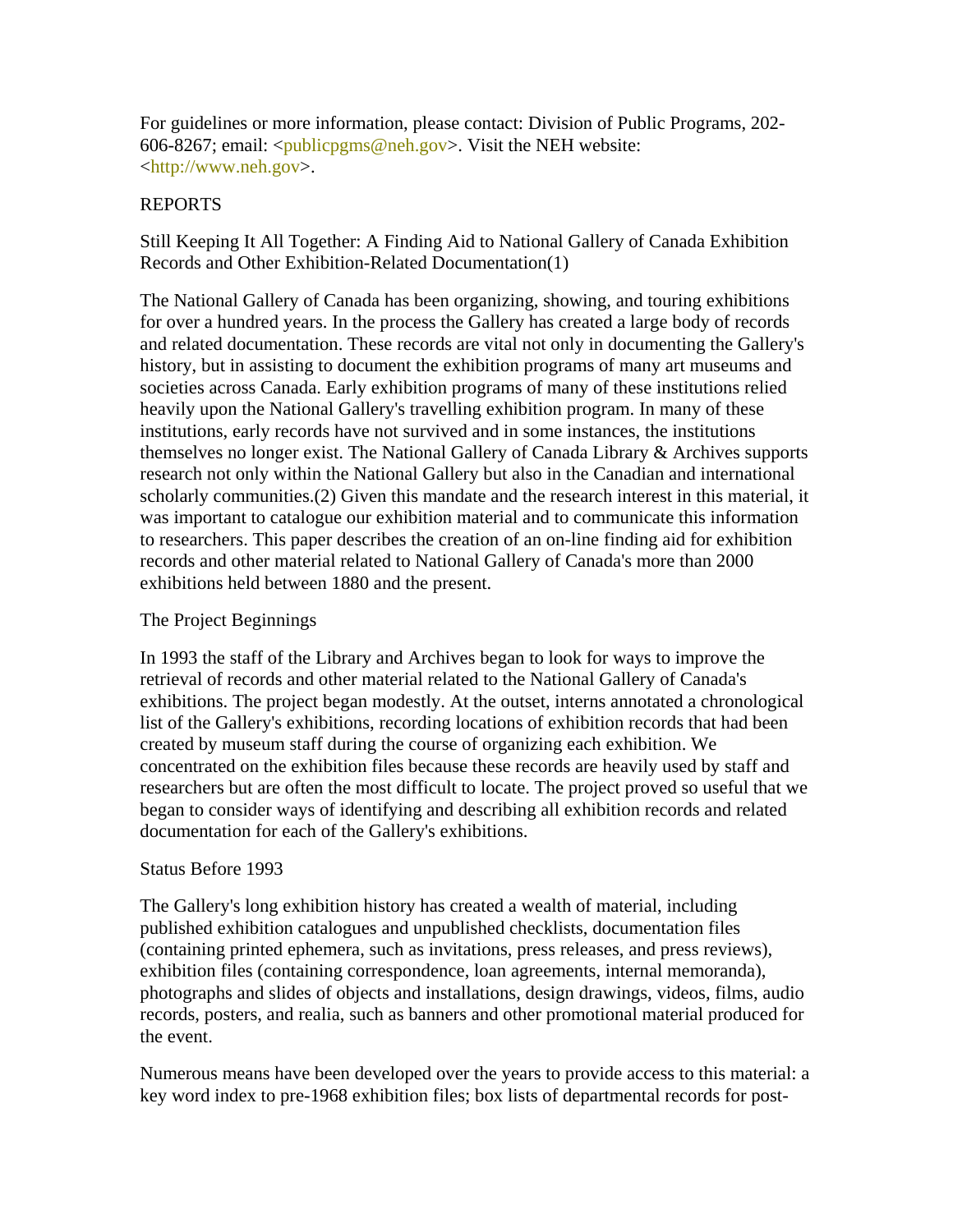For guidelines or more information, please contact: Division of Public Programs, 202-606-8267; email: <publicpgms@neh.gov>. Visit the NEH website: <http://www.neh.gov>.

## REPORTS

### Still Keeping It All Together: A Finding Aid to National Gallery of Canada Exhibition Records and Other Exhibition-Related Documentation(1)

The National Gallery of Canada has been organizing, showing, and touring exhibitions for over a hundred years. In the process the Gallery has created a large body of records and related documentation. These records are vital not only in documenting the Gallery's history, but in assisting to document the exhibition programs of many art museums and societies across Canada. Early exhibition programs of many of these institutions relied heavily upon the National Gallery's travelling exhibition program. In many of these institutions, early records have not survived and in some instances, the institutions themselves no longer exist. The National Gallery of Canada Library & Archives supports research not only within the National Gallery but also in the Canadian and international scholarly communities.(2) Given this mandate and the research interest in this material, it was important to catalogue our exhibition material and to communicate this information to researchers. This paper describes the creation of an on-line finding aid for exhibition records and other material related to National Gallery of Canada's more than 2000 exhibitions held between 1880 and the present.

#### The Project Beginnings

In 1993 the staff of the Library and Archives began to look for ways to improve the retrieval of records and other material related to the National Gallery of Canada's exhibitions. The project began modestly. At the outset, interns annotated a chronological list of the Gallery's exhibitions, recording locations of exhibition records that had been created by museum staff during the course of organizing each exhibition. We concentrated on the exhibition files because these records are heavily used by staff and researchers but are often the most difficult to locate. The project proved so useful that we began to consider ways of identifying and describing all exhibition records and related documentation for each of the Gallery's exhibitions.

#### Status Before 1993

The Gallery's long exhibition history has created a wealth of material, including published exhibition catalogues and unpublished checklists, documentation files (containing printed ephemera, such as invitations, press releases, and press reviews), exhibition files (containing correspondence, loan agreements, internal memoranda), photographs and slides of objects and installations, design drawings, videos, films, audio records, posters, and realia, such as banners and other promotional material produced for the event.

Numerous means have been developed over the years to provide access to this material: a key word index to pre-1968 exhibition files; box lists of departmental records for post-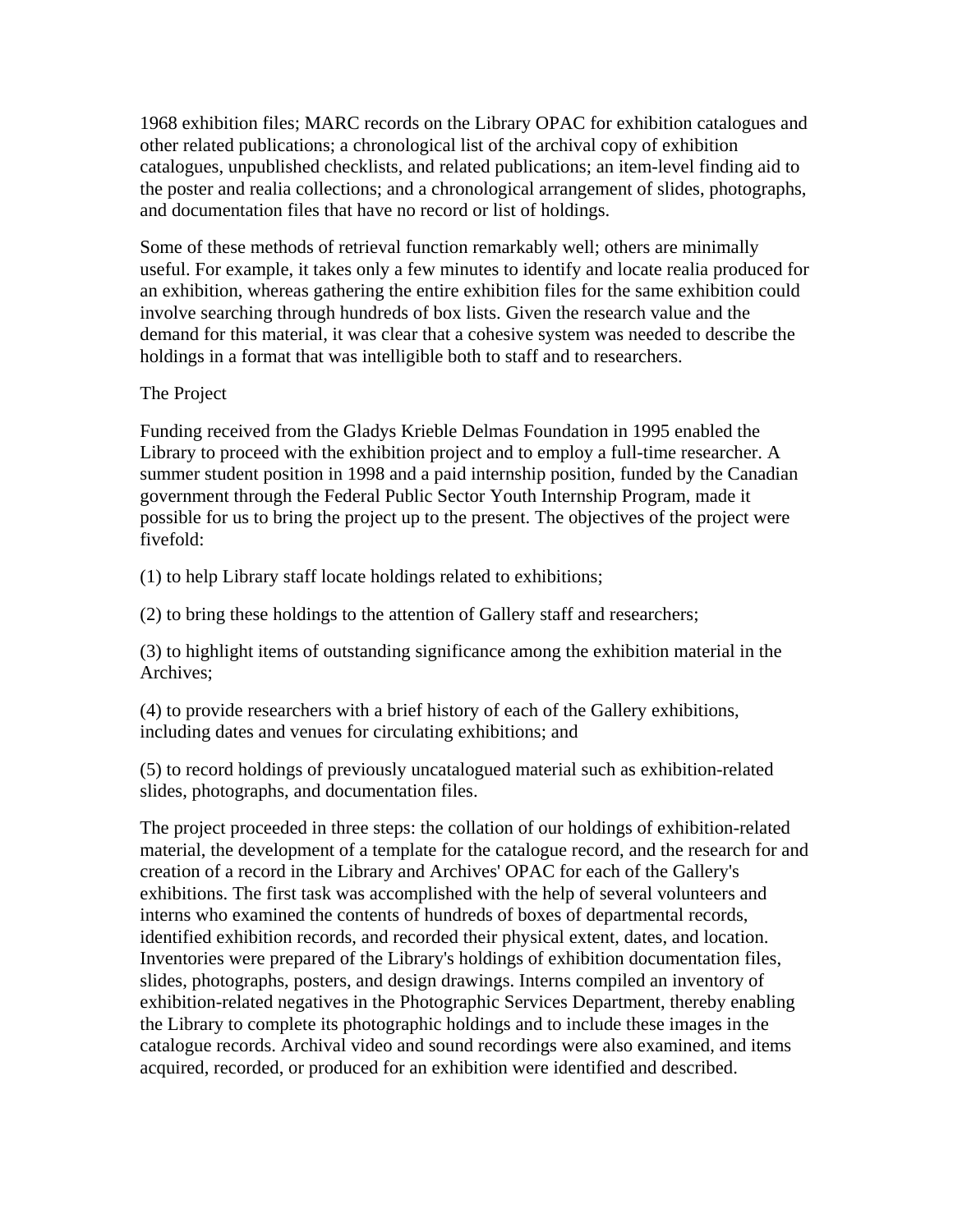1968 exhibition files; MARC records on the Library OPAC for exhibition catalogues and other related publications; a chronological list of the archival copy of exhibition catalogues, unpublished checklists, and related publications; an item-level finding aid to the poster and realia collections; and a chronological arrangement of slides, photographs, and documentation files that have no record or list of holdings.

Some of these methods of retrieval function remarkably well; others are minimally useful. For example, it takes only a few minutes to identify and locate realia produced for an exhibition, whereas gathering the entire exhibition files for the same exhibition could involve searching through hundreds of box lists. Given the research value and the demand for this material, it was clear that a cohesive system was needed to describe the holdings in a format that was intelligible both to staff and to researchers.

## The Project

Funding received from the Gladys Krieble Delmas Foundation in 1995 enabled the Library to proceed with the exhibition project and to employ a full-time researcher. A summer student position in 1998 and a paid internship position, funded by the Canadian government through the Federal Public Sector Youth Internship Program, made it possible for us to bring the project up to the present. The objectives of the project were fivefold:

(1) to help Library staff locate holdings related to exhibitions;

(2) to bring these holdings to the attention of Gallery staff and researchers;

(3) to highlight items of outstanding significance among the exhibition material in the Archives;

(4) to provide researchers with a brief history of each of the Gallery exhibitions, including dates and venues for circulating exhibitions; and

(5) to record holdings of previously uncatalogued material such as exhibition-related slides, photographs, and documentation files.

The project proceeded in three steps: the collation of our holdings of exhibition-related material, the development of a template for the catalogue record, and the research for and creation of a record in the Library and Archives' OPAC for each of the Gallery's exhibitions. The first task was accomplished with the help of several volunteers and interns who examined the contents of hundreds of boxes of departmental records, identified exhibition records, and recorded their physical extent, dates, and location. Inventories were prepared of the Library's holdings of exhibition documentation files, slides, photographs, posters, and design drawings. Interns compiled an inventory of exhibition-related negatives in the Photographic Services Department, thereby enabling the Library to complete its photographic holdings and to include these images in the catalogue records. Archival video and sound recordings were also examined, and items acquired, recorded, or produced for an exhibition were identified and described.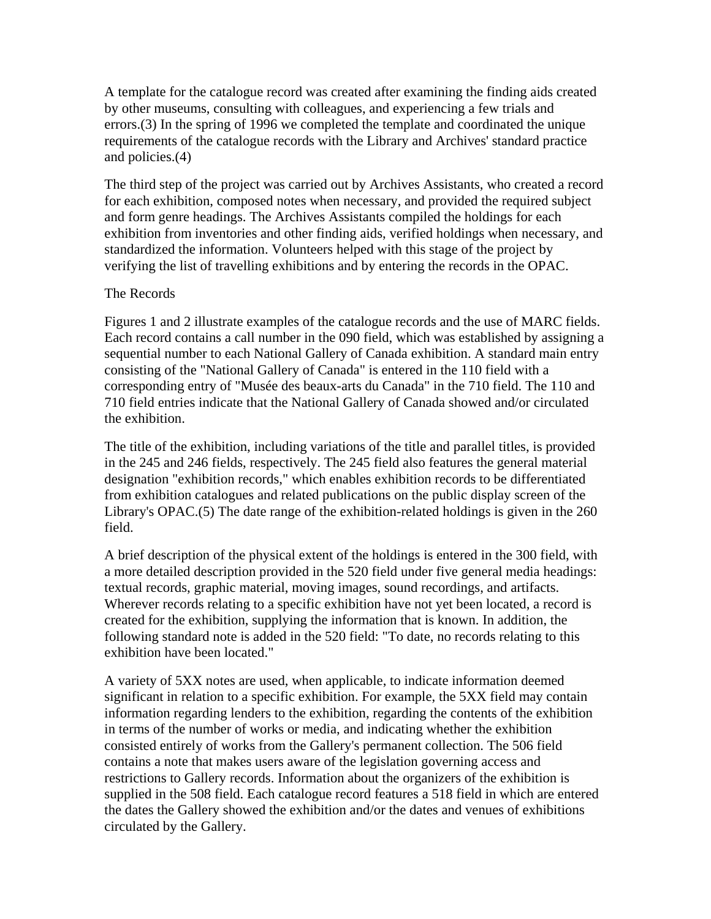A template for the catalogue record was created after examining the finding aids created by other museums, consulting with colleagues, and experiencing a few trials and errors.(3) In the spring of 1996 we completed the template and coordinated the unique requirements of the catalogue records with the Library and Archives' standard practice and policies.(4)

The third step of the project was carried out by Archives Assistants, who created a record for each exhibition, composed notes when necessary, and provided the required subject and form genre headings. The Archives Assistants compiled the holdings for each exhibition from inventories and other finding aids, verified holdings when necessary, and standardized the information. Volunteers helped with this stage of the project by verifying the list of travelling exhibitions and by entering the records in the OPAC.

## The Records

Figures 1 and 2 illustrate examples of the catalogue records and the use of MARC fields. Each record contains a call number in the 090 field, which was established by assigning a sequential number to each National Gallery of Canada exhibition. A standard main entry consisting of the "National Gallery of Canada" is entered in the 110 field with a corresponding entry of "Musée des beaux-arts du Canada" in the 710 field. The 110 and 710 field entries indicate that the National Gallery of Canada showed and/or circulated the exhibition.

The title of the exhibition, including variations of the title and parallel titles, is provided in the 245 and 246 fields, respectively. The 245 field also features the general material designation "exhibition records," which enables exhibition records to be differentiated from exhibition catalogues and related publications on the public display screen of the Library's OPAC.(5) The date range of the exhibition-related holdings is given in the 260 field.

A brief description of the physical extent of the holdings is entered in the 300 field, with a more detailed description provided in the 520 field under five general media headings: textual records, graphic material, moving images, sound recordings, and artifacts. Wherever records relating to a specific exhibition have not yet been located, a record is created for the exhibition, supplying the information that is known. In addition, the following standard note is added in the 520 field: "To date, no records relating to this exhibition have been located."

A variety of 5XX notes are used, when applicable, to indicate information deemed significant in relation to a specific exhibition. For example, the 5XX field may contain information regarding lenders to the exhibition, regarding the contents of the exhibition in terms of the number of works or media, and indicating whether the exhibition consisted entirely of works from the Gallery's permanent collection. The 506 field contains a note that makes users aware of the legislation governing access and restrictions to Gallery records. Information about the organizers of the exhibition is supplied in the 508 field. Each catalogue record features a 518 field in which are entered the dates the Gallery showed the exhibition and/or the dates and venues of exhibitions circulated by the Gallery.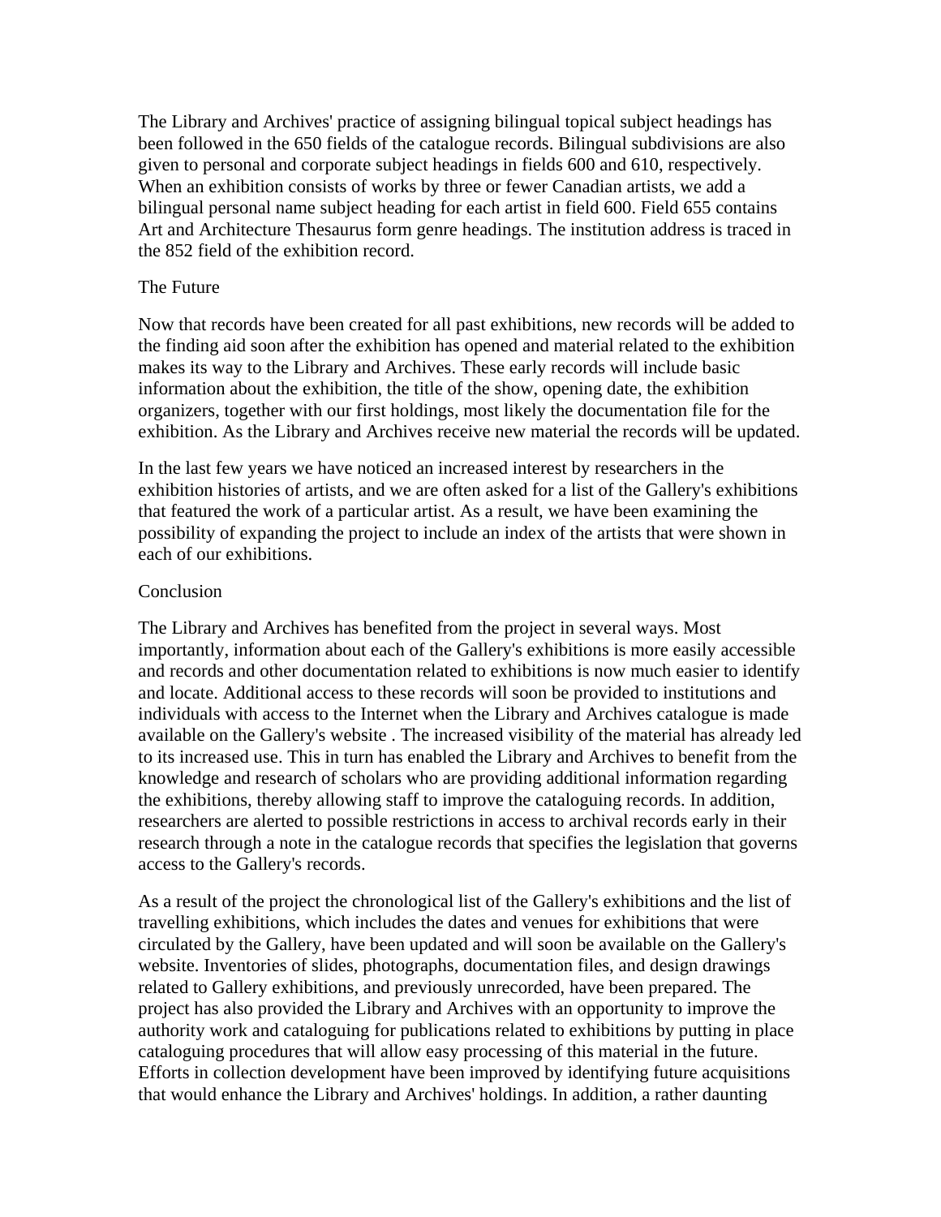The Library and Archives' practice of assigning bilingual topical subject headings has been followed in the 650 fields of the catalogue records. Bilingual subdivisions are also given to personal and corporate subject headings in fields 600 and 610, respectively. When an exhibition consists of works by three or fewer Canadian artists, we add a bilingual personal name subject heading for each artist in field 600. Field 655 contains Art and Architecture Thesaurus form genre headings. The institution address is traced in the 852 field of the exhibition record.

## The Future

Now that records have been created for all past exhibitions, new records will be added to the finding aid soon after the exhibition has opened and material related to the exhibition makes its way to the Library and Archives. These early records will include basic information about the exhibition, the title of the show, opening date, the exhibition organizers, together with our first holdings, most likely the documentation file for the exhibition. As the Library and Archives receive new material the records will be updated.

In the last few years we have noticed an increased interest by researchers in the exhibition histories of artists, and we are often asked for a list of the Gallery's exhibitions that featured the work of a particular artist. As a result, we have been examining the possibility of expanding the project to include an index of the artists that were shown in each of our exhibitions.

## Conclusion

The Library and Archives has benefited from the project in several ways. Most importantly, information about each of the Gallery's exhibitions is more easily accessible and records and other documentation related to exhibitions is now much easier to identify and locate. Additional access to these records will soon be provided to institutions and individuals with access to the Internet when the Library and Archives catalogue is made available on the Gallery's website . The increased visibility of the material has already led to its increased use. This in turn has enabled the Library and Archives to benefit from the knowledge and research of scholars who are providing additional information regarding the exhibitions, thereby allowing staff to improve the cataloguing records. In addition, researchers are alerted to possible restrictions in access to archival records early in their research through a note in the catalogue records that specifies the legislation that governs access to the Gallery's records.

As a result of the project the chronological list of the Gallery's exhibitions and the list of travelling exhibitions, which includes the dates and venues for exhibitions that were circulated by the Gallery, have been updated and will soon be available on the Gallery's website. Inventories of slides, photographs, documentation files, and design drawings related to Gallery exhibitions, and previously unrecorded, have been prepared. The project has also provided the Library and Archives with an opportunity to improve the authority work and cataloguing for publications related to exhibitions by putting in place cataloguing procedures that will allow easy processing of this material in the future. Efforts in collection development have been improved by identifying future acquisitions that would enhance the Library and Archives' holdings. In addition, a rather daunting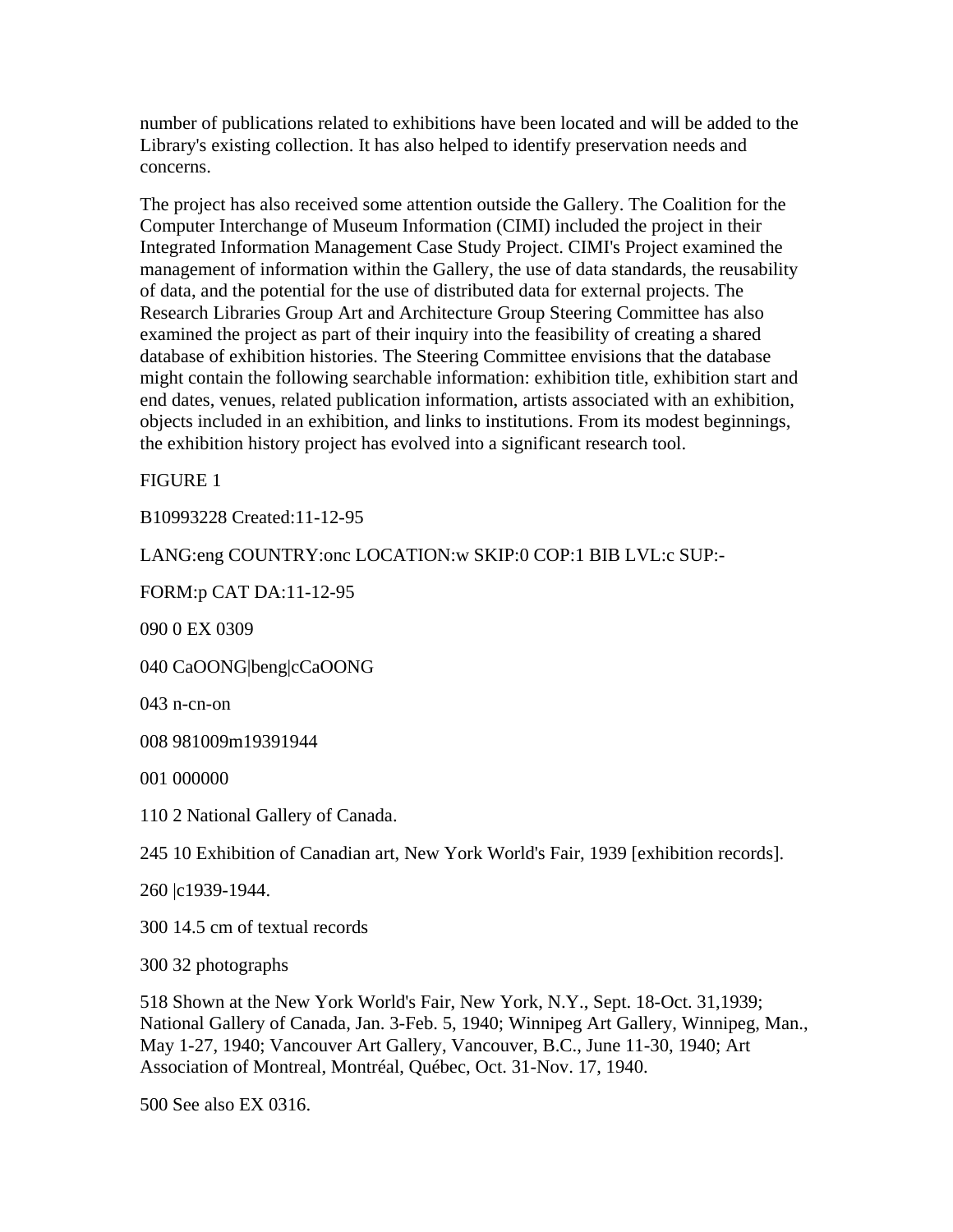number of publications related to exhibitions have been located and will be added to the Library's existing collection. It has also helped to identify preservation needs and concerns.

The project has also received some attention outside the Gallery. The Coalition for the Computer Interchange of Museum Information (CIMI) included the project in their Integrated Information Management Case Study Project. CIMI's Project examined the management of information within the Gallery, the use of data standards, the reusability of data, and the potential for the use of distributed data for external projects. The Research Libraries Group Art and Architecture Group Steering Committee has also examined the project as part of their inquiry into the feasibility of creating a shared database of exhibition histories. The Steering Committee envisions that the database might contain the following searchable information: exhibition title, exhibition start and end dates, venues, related publication information, artists associated with an exhibition, objects included in an exhibition, and links to institutions. From its modest beginnings, the exhibition history project has evolved into a significant research tool.

FIGURE 1

B10993228 Created:11-12-95

LANG:eng COUNTRY:onc LOCATION:w SKIP:0 COP:1 BIB LVL:c SUP:-

FORM:p CAT DA:11-12-95

090 0 EX 0309

040 CaOONG|beng|cCaOONG

043 n-cn-on

008 981009m19391944

001 000000

110 2 National Gallery of Canada.

245 10 Exhibition of Canadian art, New York World's Fair, 1939 [exhibition records].

260 |c1939-1944.

300 14.5 cm of textual records

300 32 photographs

518 Shown at the New York World's Fair, New York, N.Y., Sept. 18-Oct. 31,1939; National Gallery of Canada, Jan. 3-Feb. 5, 1940; Winnipeg Art Gallery, Winnipeg, Man., May 1-27, 1940; Vancouver Art Gallery, Vancouver, B.C., June 11-30, 1940; Art Association of Montreal, Montréal, Québec, Oct. 31-Nov. 17, 1940.

500 See also EX 0316.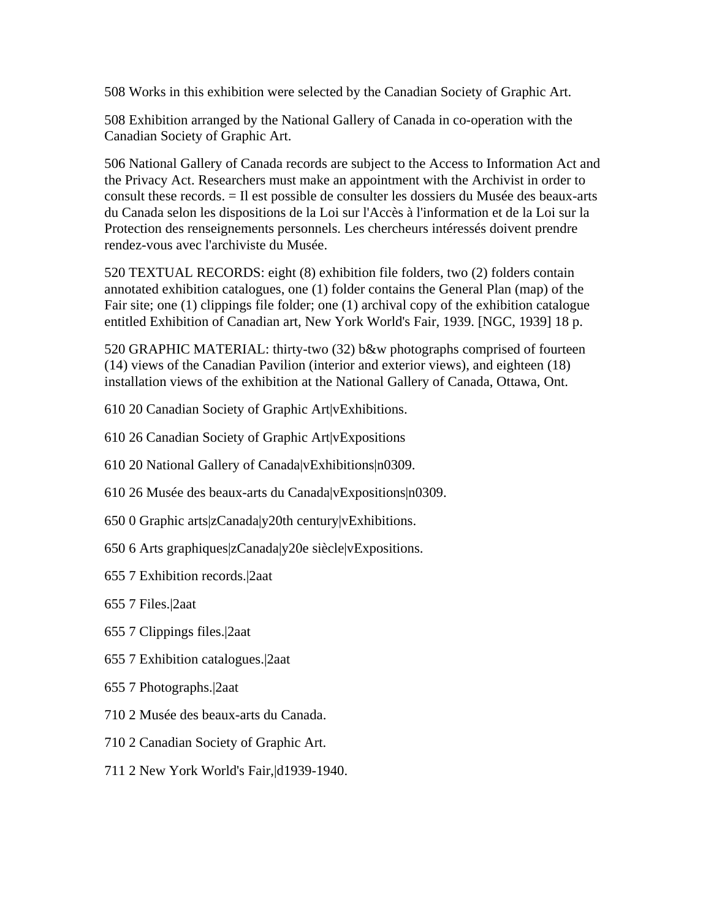508 Works in this exhibition were selected by the Canadian Society of Graphic Art.

508 Exhibition arranged by the National Gallery of Canada in co-operation with the Canadian Society of Graphic Art.

506 National Gallery of Canada records are subject to the Access to Information Act and the Privacy Act. Researchers must make an appointment with the Archivist in order to consult these records. = Il est possible de consulter les dossiers du Musée des beaux-arts du Canada selon les dispositions de la Loi sur l'Accès à l'information et de la Loi sur la Protection des renseignements personnels. Les chercheurs intéressés doivent prendre rendez-vous avec l'archiviste du Musée.

520 TEXTUAL RECORDS: eight (8) exhibition file folders, two (2) folders contain annotated exhibition catalogues, one (1) folder contains the General Plan (map) of the Fair site; one (1) clippings file folder; one (1) archival copy of the exhibition catalogue entitled Exhibition of Canadian art, New York World's Fair, 1939. [NGC, 1939] 18 p.

520 GRAPHIC MATERIAL: thirty-two (32) b&w photographs comprised of fourteen (14) views of the Canadian Pavilion (interior and exterior views), and eighteen (18) installation views of the exhibition at the National Gallery of Canada, Ottawa, Ont.

610 20 Canadian Society of Graphic Art|vExhibitions.

610 26 Canadian Society of Graphic Art|vExpositions

610 20 National Gallery of Canada|vExhibitions|n0309.

610 26 Musée des beaux-arts du Canada|vExpositions|n0309.

650 0 Graphic arts|zCanada|y20th century|vExhibitions.

650 6 Arts graphiques|zCanada|y20e siècle|vExpositions.

655 7 Exhibition records.|2aat

655 7 Files.|2aat

655 7 Clippings files.|2aat

655 7 Exhibition catalogues.|2aat

655 7 Photographs.|2aat

710 2 Musée des beaux-arts du Canada.

710 2 Canadian Society of Graphic Art.

711 2 New York World's Fair,|d1939-1940.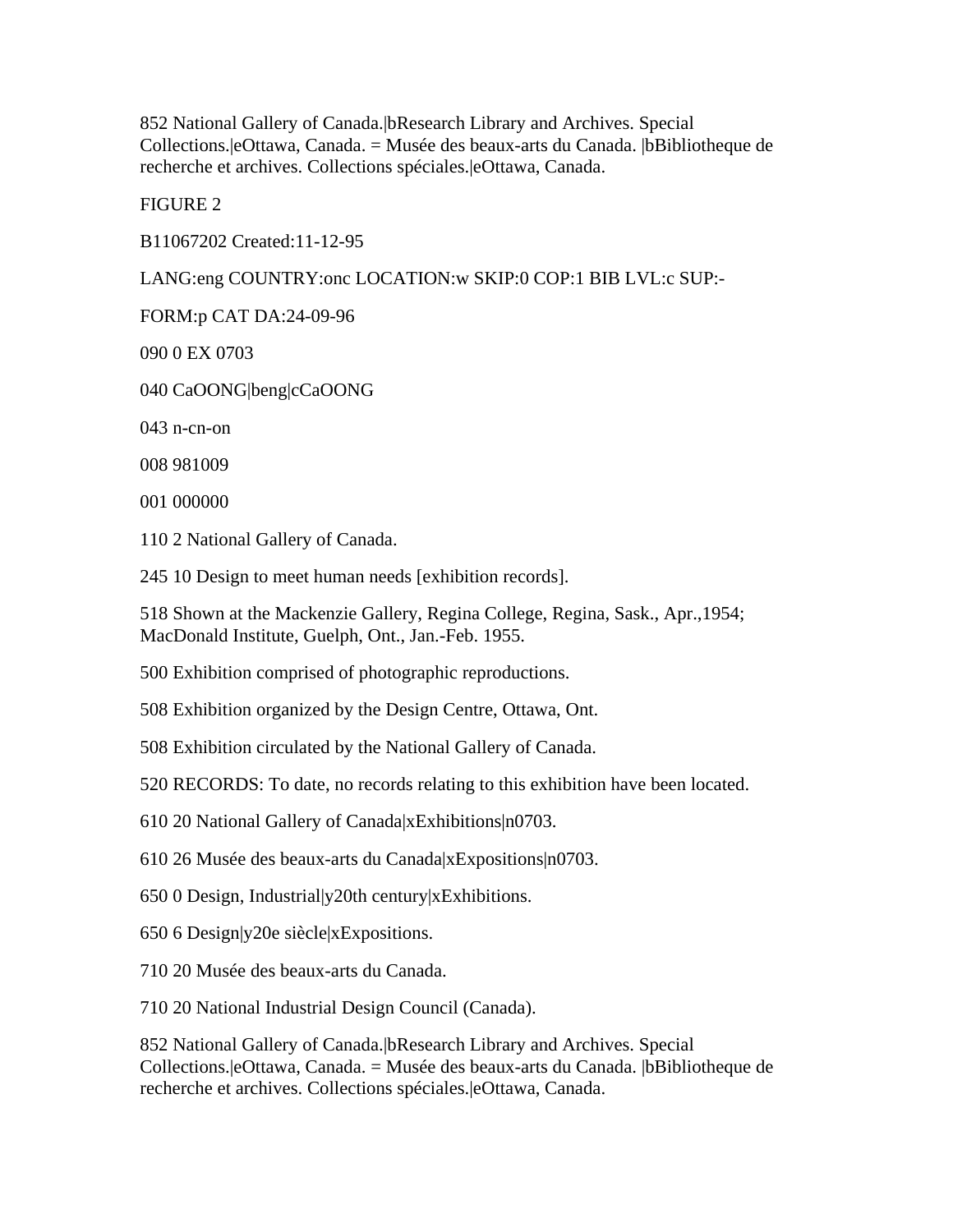852 National Gallery of Canada.|bResearch Library and Archives. Special Collections.|eOttawa, Canada. = Musée des beaux-arts du Canada. |bBibliotheque de recherche et archives. Collections spéciales.|eOttawa, Canada.

FIGURE 2

B11067202 Created:11-12-95

LANG:eng COUNTRY:onc LOCATION:w SKIP:0 COP:1 BIB LVL:c SUP:-

FORM:p CAT DA:24-09-96

090 0 EX 0703

040 CaOONG|beng|cCaOONG

043 n-cn-on

008 981009

001 000000

110 2 National Gallery of Canada.

245 10 Design to meet human needs [exhibition records].

518 Shown at the Mackenzie Gallery, Regina College, Regina, Sask., Apr.,1954; MacDonald Institute, Guelph, Ont., Jan.-Feb. 1955.

500 Exhibition comprised of photographic reproductions.

508 Exhibition organized by the Design Centre, Ottawa, Ont.

508 Exhibition circulated by the National Gallery of Canada.

520 RECORDS: To date, no records relating to this exhibition have been located.

610 20 National Gallery of Canada|xExhibitions|n0703.

610 26 Musée des beaux-arts du Canada|xExpositions|n0703.

650 0 Design, Industrial|y20th century|xExhibitions.

650 6 Design|y20e siècle|xExpositions.

710 20 Musée des beaux-arts du Canada.

710 20 National Industrial Design Council (Canada).

852 National Gallery of Canada.|bResearch Library and Archives. Special Collections.|eOttawa, Canada. = Musée des beaux-arts du Canada. |bBibliotheque de recherche et archives. Collections spéciales.|eOttawa, Canada.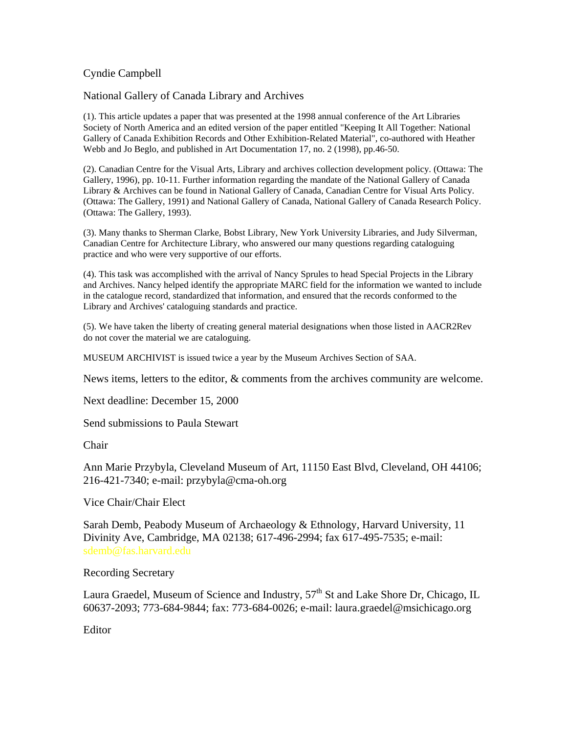Cyndie Campbell

National Gallery of Canada Library and Archives

(1). This article updates a paper that was presented at the 1998 annual conference of the Art Libraries Society of North America and an edited version of the paper entitled "Keeping It All Together: National Gallery of Canada Exhibition Records and Other Exhibition-Related Material", co-authored with Heather Webb and Jo Beglo, and published in Art Documentation 17, no. 2 (1998), pp.46-50.

(2). Canadian Centre for the Visual Arts, Library and archives collection development policy. (Ottawa: The Gallery, 1996), pp. 10-11. Further information regarding the mandate of the National Gallery of Canada Library & Archives can be found in National Gallery of Canada, Canadian Centre for Visual Arts Policy. (Ottawa: The Gallery, 1991) and National Gallery of Canada, National Gallery of Canada Research Policy. (Ottawa: The Gallery, 1993).

(3). Many thanks to Sherman Clarke, Bobst Library, New York University Libraries, and Judy Silverman, Canadian Centre for Architecture Library, who answered our many questions regarding cataloguing practice and who were very supportive of our efforts.

(4). This task was accomplished with the arrival of Nancy Sprules to head Special Projects in the Library and Archives. Nancy helped identify the appropriate MARC field for the information we wanted to include in the catalogue record, standardized that information, and ensured that the records conformed to the Library and Archives' cataloguing standards and practice.

(5). We have taken the liberty of creating general material designations when those listed in AACR2Rev do not cover the material we are cataloguing.

MUSEUM ARCHIVIST is issued twice a year by the Museum Archives Section of SAA.

News items, letters to the editor, & comments from the archives community are welcome.

Next deadline: December 15, 2000

Send submissions to Paula Stewart

Chair

Ann Marie Przybyla, Cleveland Museum of Art, 11150 East Blvd, Cleveland, OH 44106; 216-421-7340; e-mail: przybyla@cma-oh.org

Vice Chair/Chair Elect

Sarah Demb, Peabody Museum of Archaeology & Ethnology, Harvard University, 11 Divinity Ave, Cambridge, MA 02138; 617-496-2994; fax 617-495-7535; e-mail: sdemb@fas.harvard.edu

Recording Secretary

Laura Graedel, Museum of Science and Industry, 57th St and Lake Shore Dr, Chicago, IL 60637-2093; 773-684-9844; fax: 773-684-0026; e-mail: laura.graedel@msichicago.org

Editor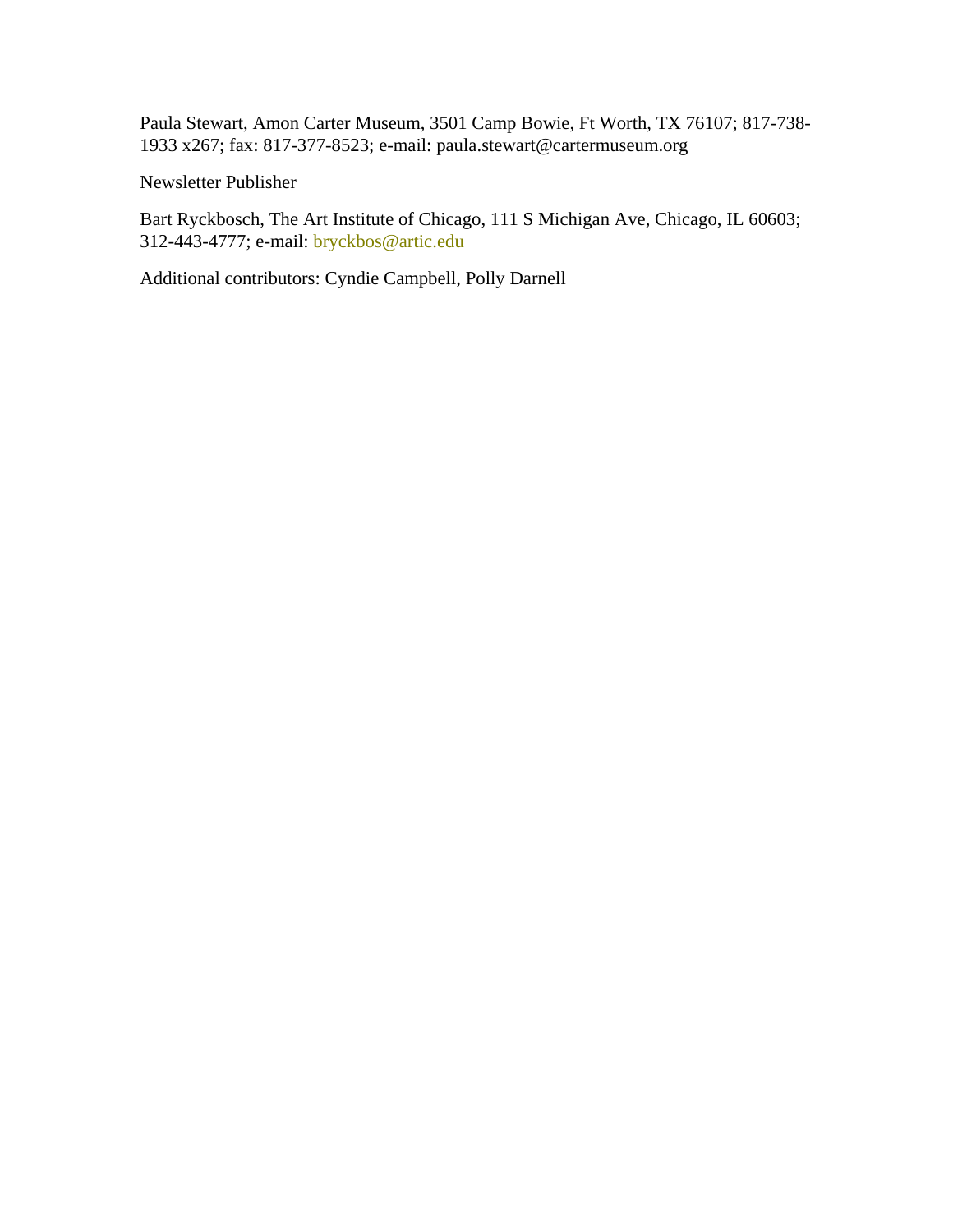Paula Stewart, Amon Carter Museum, 3501 Camp Bowie, Ft Worth, TX 76107; 817-738-1933 x267; fax: 817-377-8523; e-mail: paula.stewart@cartermuseum.org

Newsletter Publisher

Bart Ryckbosch, The Art Institute of Chicago, 111 S Michigan Ave, Chicago, IL 60603; 312-443-4777; e-mail: bryckbos@artic.edu

Additional contributors: Cyndie Campbell, Polly Darnell